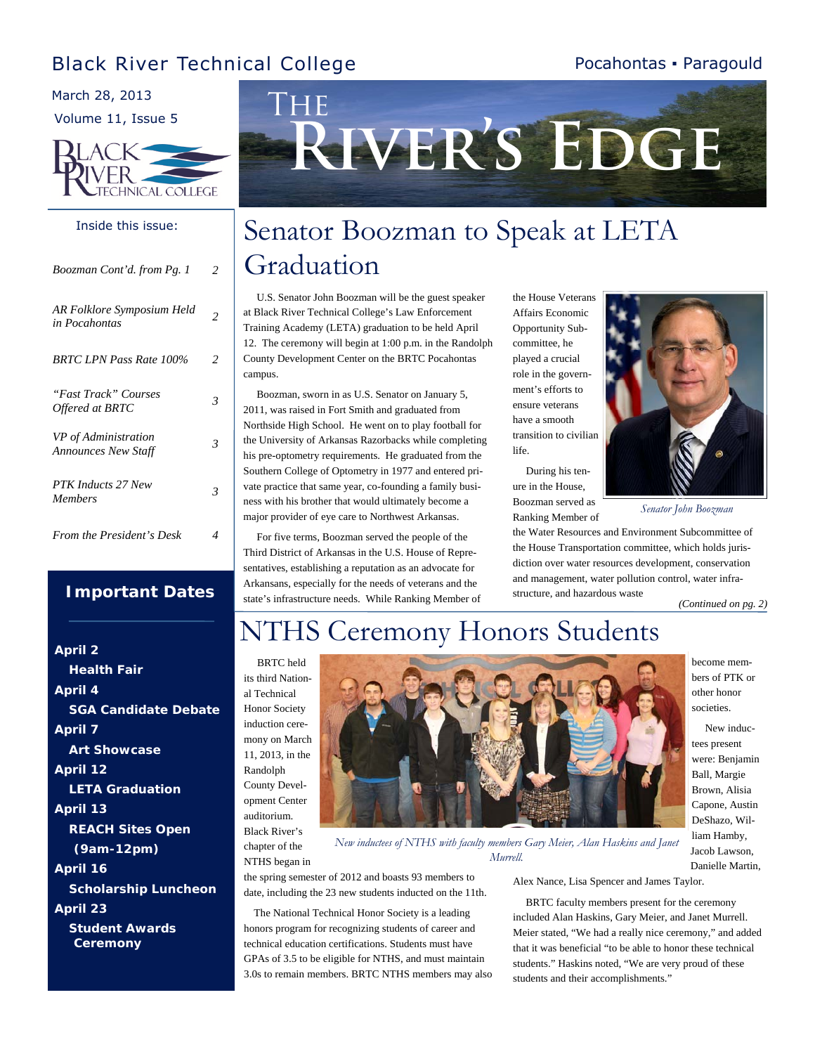Black River Technical College

Pocahontas ▪ Paragould

March 28, 2013

Volume 11, Issue 5

# The River's Edge

## Inside this issue:

| | |
|---|---|
| *Boozman Cont'd. from Pg. 1* | 2 |
| *AR Folklore Symposium Held in Pocahontas* | 2 |
| *BRTC LPN Pass Rate 100%* | 2 |
| *"Fast Track" Courses Offered at BRTC* | 3 |
| *VP of Administration Announces New Staff* | 3 |
| *PTK Inducts 27 New Members* | 3 |
| *From the President's Desk* | 4 |

## Important Dates

**April 2**
**Health Fair**

**April 4**
**SGA Candidate Debate**

**April 7**
**Art Showcase**

**April 12**
**LETA Graduation**

**April 13**
**REACH Sites Open (9am-12pm)**

**April 16**
**Scholarship Luncheon**

**April 23**
**Student Awards Ceremony**

# Senator Boozman to Speak at LETA Graduation

U.S. Senator John Boozman will be the guest speaker at Black River Technical College's Law Enforcement Training Academy (LETA) graduation to be held April 12. The ceremony will begin at 1:00 p.m. in the Randolph County Development Center on the BRTC Pocahontas campus.

Boozman, sworn in as U.S. Senator on January 5, 2011, was raised in Fort Smith and graduated from Northside High School. He went on to play football for the University of Arkansas Razorbacks while completing his pre-optometry requirements. He graduated from the Southern College of Optometry in 1977 and entered private practice that same year, co-founding a family business with his brother that would ultimately become a major provider of eye care to Northwest Arkansas.

For five terms, Boozman served the people of the Third District of Arkansas in the U.S. House of Representatives, establishing a reputation as an advocate for Arkansans, especially for the needs of veterans and the state's infrastructure needs. While Ranking Member of the House Veterans Affairs Economic Opportunity Subcommittee, he played a crucial role in the government's efforts to ensure veterans have a smooth transition to civilian life.

*Senator John Boozman*

During his tenure in the House, Boozman served as Ranking Member of the Water Resources and Environment Subcommittee of the House Transportation committee, which holds jurisdiction over water resources development, conservation and management, water pollution control, water infrastructure, and hazardous waste

*(Continued on pg. 2)*

# NTHS Ceremony Honors Students

BRTC held its third National Technical Honor Society induction ceremony on March 11, 2013, in the Randolph County Development Center auditorium. Black River's chapter of the NTHS began in the spring semester of 2012 and boasts 93 members to date, including the 23 new students inducted on the 11th.

*New inductees of NTHS with faculty members Gary Meier, Alan Haskins and Janet Murrell.*

The National Technical Honor Society is a leading honors program for recognizing students of career and technical education certifications. Students must have GPAs of 3.5 to be eligible for NTHS, and must maintain 3.0s to remain members. BRTC NTHS members may also become members of PTK or other honor societies.

New inductees present were: Benjamin Ball, Margie Brown, Alisia Capone, Austin DeShazo, William Hamby, Jacob Lawson, Danielle Martin, Alex Nance, Lisa Spencer and James Taylor.

BRTC faculty members present for the ceremony included Alan Haskins, Gary Meier, and Janet Murrell. Meier stated, "We had a really nice ceremony," and added that it was beneficial "to be able to honor these technical students." Haskins noted, "We are very proud of these students and their accomplishments."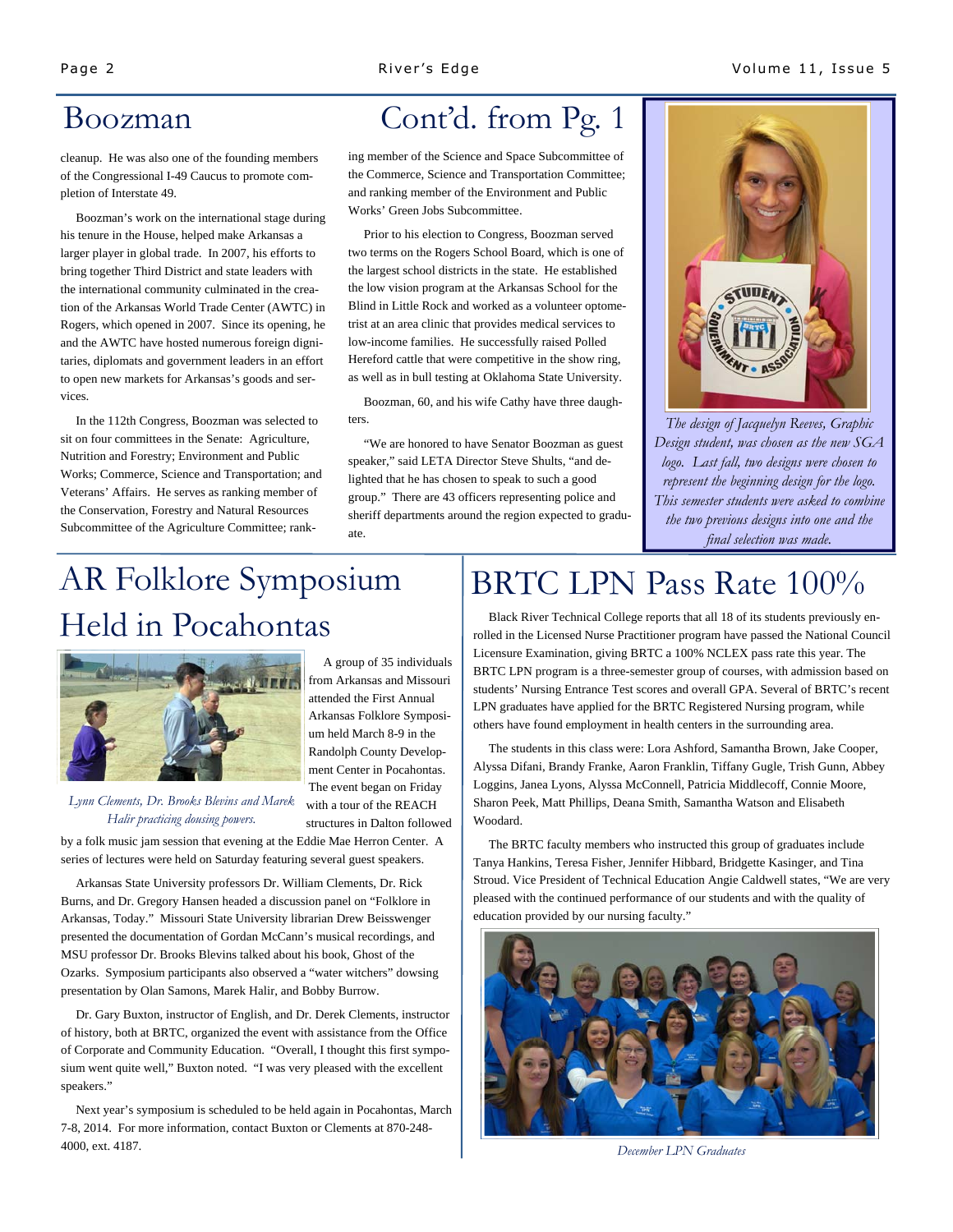# Boozman Cont'd. from Pg. 1

cleanup. He was also one of the founding members of the Congressional I-49 Caucus to promote completion of Interstate 49.

Boozman's work on the international stage during his tenure in the House, helped make Arkansas a larger player in global trade. In 2007, his efforts to bring together Third District and state leaders with the international community culminated in the creation of the Arkansas World Trade Center (AWTC) in Rogers, which opened in 2007. Since its opening, he and the AWTC have hosted numerous foreign dignitaries, diplomats and government leaders in an effort to open new markets for Arkansas's goods and services.

In the 112th Congress, Boozman was selected to sit on four committees in the Senate: Agriculture, Nutrition and Forestry; Environment and Public Works; Commerce, Science and Transportation; and Veterans' Affairs. He serves as ranking member of the Conservation, Forestry and Natural Resources Subcommittee of the Agriculture Committee; ranking member of the Science and Space Subcommittee of the Commerce, Science and Transportation Committee; and ranking member of the Environment and Public Works' Green Jobs Subcommittee.

Prior to his election to Congress, Boozman served two terms on the Rogers School Board, which is one of the largest school districts in the state. He established the low vision program at the Arkansas School for the Blind in Little Rock and worked as a volunteer optometrist at an area clinic that provides medical services to low-income families. He successfully raised Polled Hereford cattle that were competitive in the show ring, as well as in bull testing at Oklahoma State University.

Boozman, 60, and his wife Cathy have three daughters.

"We are honored to have Senator Boozman as guest speaker," said LETA Director Steve Shults, "and delighted that he has chosen to speak to such a good group." There are 43 officers representing police and sheriff departments around the region expected to graduate.

*The design of Jacquelyn Reeves, Graphic Design student, was chosen as the new SGA logo. Last fall, two designs were chosen to represent the beginning design for the logo. This semester students were asked to combine the two previous designs into one and the final selection was made.*

# AR Folklore Symposium Held in Pocahontas

*Lynn Clements, Dr. Brooks Blevins and Marek Halir practicing dousing powers.*

A group of 35 individuals from Arkansas and Missouri attended the First Annual Arkansas Folklore Symposium held March 8-9 in the Randolph County Development Center in Pocahontas. The event began on Friday with a tour of the REACH structures in Dalton followed by a folk music jam session that evening at the Eddie Mae Herron Center. A series of lectures were held on Saturday featuring several guest speakers.

Arkansas State University professors Dr. William Clements, Dr. Rick Burns, and Dr. Gregory Hansen headed a discussion panel on "Folklore in Arkansas, Today." Missouri State University librarian Drew Beisswenger presented the documentation of Gordan McCann's musical recordings, and MSU professor Dr. Brooks Blevins talked about his book, Ghost of the Ozarks. Symposium participants also observed a "water witchers" dowsing presentation by Olan Samons, Marek Halir, and Bobby Burrow.

Dr. Gary Buxton, instructor of English, and Dr. Derek Clements, instructor of history, both at BRTC, organized the event with assistance from the Office of Corporate and Community Education. "Overall, I thought this first symposium went quite well," Buxton noted. "I was very pleased with the excellent speakers."

Next year's symposium is scheduled to be held again in Pocahontas, March 7-8, 2014. For more information, contact Buxton or Clements at 870-248-4000, ext. 4187.

# BRTC LPN Pass Rate 100%

Black River Technical College reports that all 18 of its students previously enrolled in the Licensed Nurse Practitioner program have passed the National Council Licensure Examination, giving BRTC a 100% NCLEX pass rate this year. The BRTC LPN program is a three-semester group of courses, with admission based on students' Nursing Entrance Test scores and overall GPA. Several of BRTC's recent LPN graduates have applied for the BRTC Registered Nursing program, while others have found employment in health centers in the surrounding area.

The students in this class were: Lora Ashford, Samantha Brown, Jake Cooper, Alyssa Difani, Brandy Franke, Aaron Franklin, Tiffany Gugle, Trish Gunn, Abbey Loggins, Janea Lyons, Alyssa McConnell, Patricia Middlecoff, Connie Moore, Sharon Peek, Matt Phillips, Deana Smith, Samantha Watson and Elisabeth Woodard.

The BRTC faculty members who instructed this group of graduates include Tanya Hankins, Teresa Fisher, Jennifer Hibbard, Bridgette Kasinger, and Tina Stroud. Vice President of Technical Education Angie Caldwell states, "We are very pleased with the continued performance of our students and with the quality of education provided by our nursing faculty."

*December LPN Graduates*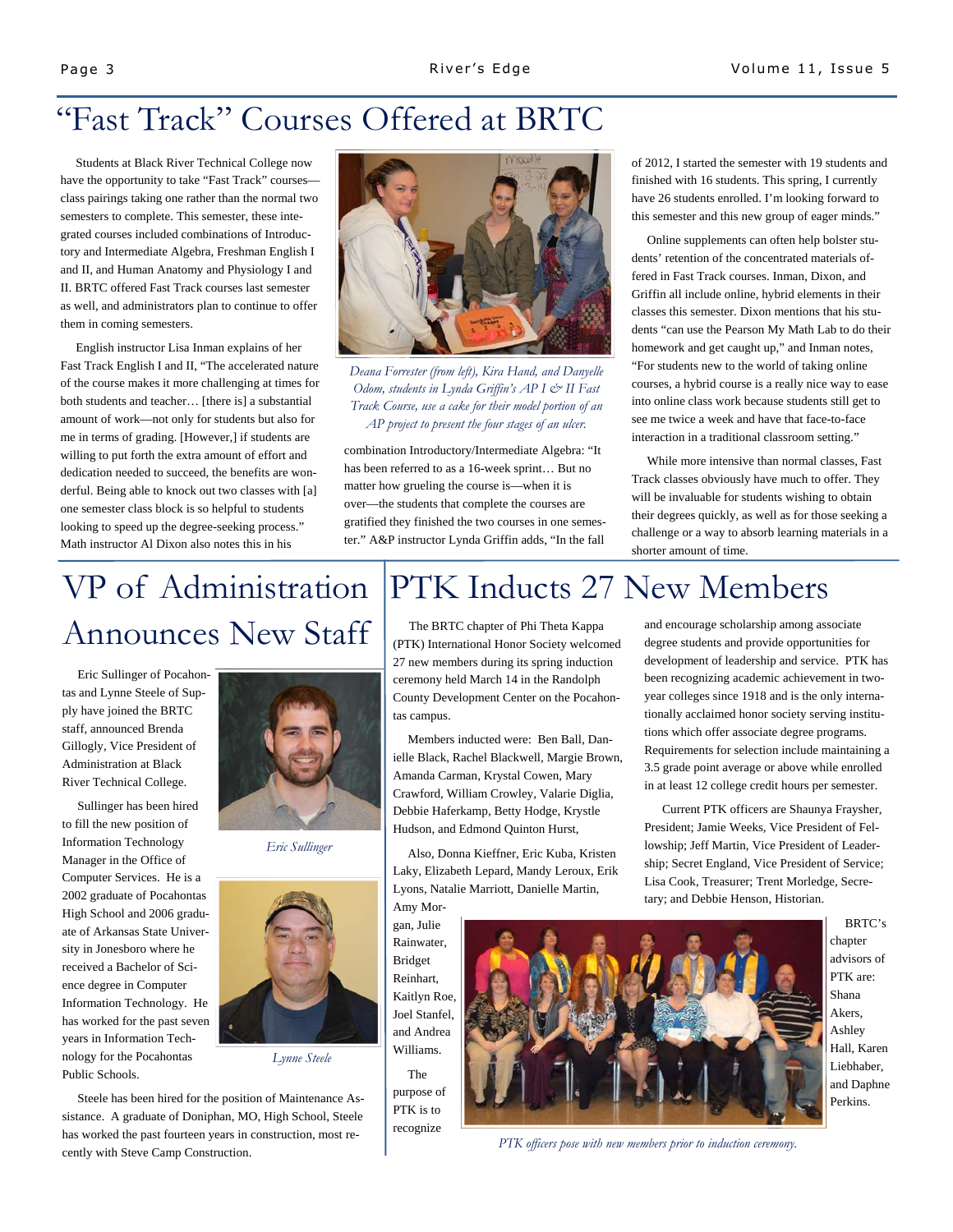# "Fast Track" Courses Offered at BRTC

Students at Black River Technical College now have the opportunity to take "Fast Track" courses—class pairings taking one rather than the normal two semesters to complete. This semester, these integrated courses included combinations of Introductory and Intermediate Algebra, Freshman English I and II, and Human Anatomy and Physiology I and II. BRTC offered Fast Track courses last semester as well, and administrators plan to continue to offer them in coming semesters.

English instructor Lisa Inman explains of her Fast Track English I and II, "The accelerated nature of the course makes it more challenging at times for both students and teacher… [there is] a substantial amount of work—not only for students but also for me in terms of grading. [However,] if students are willing to put forth the extra amount of effort and dedication needed to succeed, the benefits are wonderful. Being able to knock out two classes with [a] one semester class block is so helpful to students looking to speed up the degree-seeking process." Math instructor Al Dixon also notes this in his combination Introductory/Intermediate Algebra: "It has been referred to as a 16-week sprint… But no matter how grueling the course is—when it is over—the students that complete the courses are gratified they finished the two courses in one semester." A&P instructor Lynda Griffin adds, "In the fall of 2012, I started the semester with 19 students and finished with 16 students. This spring, I currently have 26 students enrolled. I'm looking forward to this semester and this new group of eager minds."

*Deana Forrester (from left), Kira Hand, and Danyelle Odom, students in Lynda Griffin's AP I & II Fast Track Course, use a cake for their model portion of an AP project to present the four stages of an ulcer.*

Online supplements can often help bolster students' retention of the concentrated materials offered in Fast Track courses. Inman, Dixon, and Griffin all include online, hybrid elements in their classes this semester. Dixon mentions that his students "can use the Pearson My Math Lab to do their homework and get caught up," and Inman notes, "For students new to the world of taking online courses, a hybrid course is a really nice way to ease into online class work because students still get to see me twice a week and have that face-to-face interaction in a traditional classroom setting."

While more intensive than normal classes, Fast Track classes obviously have much to offer. They will be invaluable for students wishing to obtain their degrees quickly, as well as for those seeking a challenge or a way to absorb learning materials in a shorter amount of time.

# VP of Administration Announces New Staff

Eric Sullinger of Pocahontas and Lynne Steele of Supply have joined the BRTC staff, announced Brenda Gillogly, Vice President of Administration at Black River Technical College.

Sullinger has been hired to fill the new position of Information Technology Manager in the Office of Computer Services. He is a 2002 graduate of Pocahontas High School and 2006 graduate of Arkansas State University in Jonesboro where he received a Bachelor of Science degree in Computer Information Technology. He has worked for the past seven years in Information Technology for the Pocahontas Public Schools.

*Eric Sullinger*

*Lynne Steele*

Steele has been hired for the position of Maintenance Assistance. A graduate of Doniphan, MO, High School, Steele has worked the past fourteen years in construction, most recently with Steve Camp Construction.

# PTK Inducts 27 New Members

The BRTC chapter of Phi Theta Kappa (PTK) International Honor Society welcomed 27 new members during its spring induction ceremony held March 14 in the Randolph County Development Center on the Pocahontas campus.

Members inducted were: Ben Ball, Danielle Black, Rachel Blackwell, Margie Brown, Amanda Carman, Krystal Cowen, Mary Crawford, William Crowley, Valarie Diglia, Debbie Haferkamp, Betty Hodge, Krystle Hudson, and Edmond Quinton Hurst,

Also, Donna Kieffner, Eric Kuba, Kristen Laky, Elizabeth Lepard, Mandy Leroux, Erik Lyons, Natalie Marriott, Danielle Martin, Amy Morgan, Julie Rainwater, Bridget Reinhart, Kaitlyn Roe, Joel Stanfel, and Andrea Williams.

The purpose of PTK is to recognize and encourage scholarship among associate degree students and provide opportunities for development of leadership and service. PTK has been recognizing academic achievement in two-year colleges since 1918 and is the only internationally acclaimed honor society serving institutions which offer associate degree programs. Requirements for selection include maintaining a 3.5 grade point average or above while enrolled in at least 12 college credit hours per semester.

Current PTK officers are Shaunya Fraysher, President; Jamie Weeks, Vice President of Fellowship; Jeff Martin, Vice President of Leadership; Secret England, Vice President of Service; Lisa Cook, Treasurer; Trent Morledge, Secretary; and Debbie Henson, Historian.

BRTC's chapter advisors of PTK are: Shana Akers, Ashley Hall, Karen Liebhaber, and Daphne Perkins.

*PTK officers pose with new members prior to induction ceremony.*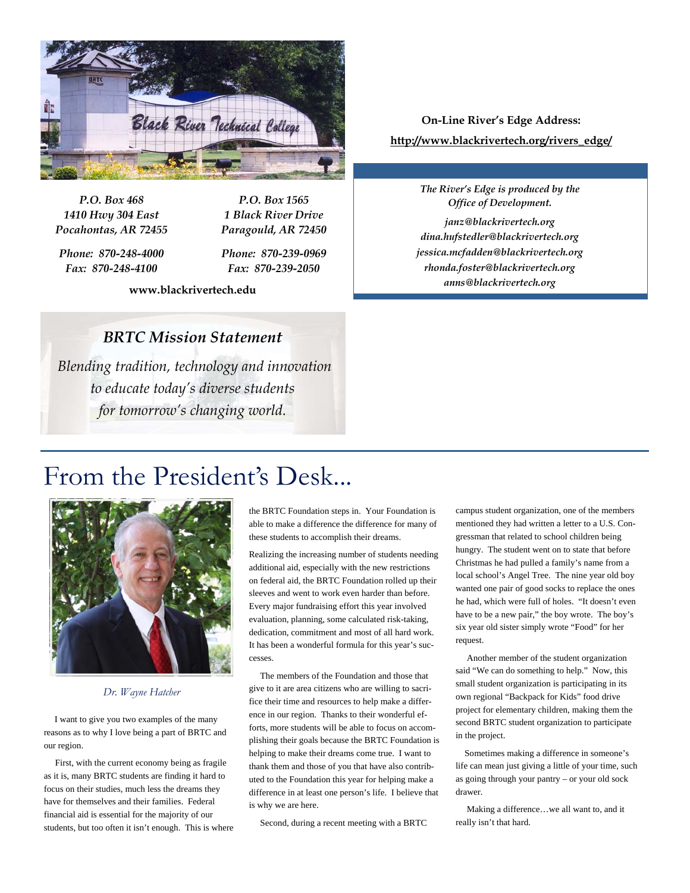*P.O. Box 468*
*1410 Hwy 304 East*
*Pocahontas, AR 72455*

*Phone: 870-248-4000*
*Fax: 870-248-4100*

*P.O. Box 1565*
*1 Black River Drive*
*Paragould, AR 72450*

*Phone: 870-239-0969*
*Fax: 870-239-2050*

**www.blackrivertech.edu**

**On-Line River's Edge Address:**
**http://www.blackrivertech.org/rivers_edge/**

*The River's Edge is produced by the Office of Development.*

*janz@blackrivertech.org*
*dina.hufstedler@blackrivertech.org*
*jessica.mcfadden@blackrivertech.org*
*rhonda.foster@blackrivertech.org*
*anns@blackrivertech.org*

## *BRTC Mission Statement*

*Blending tradition, technology and innovation to educate today's diverse students for tomorrow's changing world.*

# From the President's Desk...

*Dr. Wayne Hatcher*

I want to give you two examples of the many reasons as to why I love being a part of BRTC and our region.

First, with the current economy being as fragile as it is, many BRTC students are finding it hard to focus on their studies, much less the dreams they have for themselves and their families. Federal financial aid is essential for the majority of our students, but too often it isn't enough. This is where the BRTC Foundation steps in. Your Foundation is able to make a difference the difference for many of these students to accomplish their dreams.

Realizing the increasing number of students needing additional aid, especially with the new restrictions on federal aid, the BRTC Foundation rolled up their sleeves and went to work even harder than before. Every major fundraising effort this year involved evaluation, planning, some calculated risk-taking, dedication, commitment and most of all hard work. It has been a wonderful formula for this year's successes.

The members of the Foundation and those that give to it are area citizens who are willing to sacrifice their time and resources to help make a difference in our region. Thanks to their wonderful efforts, more students will be able to focus on accomplishing their goals because the BRTC Foundation is helping to make their dreams come true. I want to thank them and those of you that have also contributed to the Foundation this year for helping make a difference in at least one person's life. I believe that is why we are here.

Second, during a recent meeting with a BRTC campus student organization, one of the members mentioned they had written a letter to a U.S. Congressman that related to school children being hungry. The student went on to state that before Christmas he had pulled a family's name from a local school's Angel Tree. The nine year old boy wanted one pair of good socks to replace the ones he had, which were full of holes. "It doesn't even have to be a new pair," the boy wrote. The boy's six year old sister simply wrote "Food" for her request.

Another member of the student organization said "We can do something to help." Now, this small student organization is participating in its own regional "Backpack for Kids" food drive project for elementary children, making them the second BRTC student organization to participate in the project.

Sometimes making a difference in someone's life can mean just giving a little of your time, such as going through your pantry – or your old sock drawer.

Making a difference…we all want to, and it really isn't that hard.